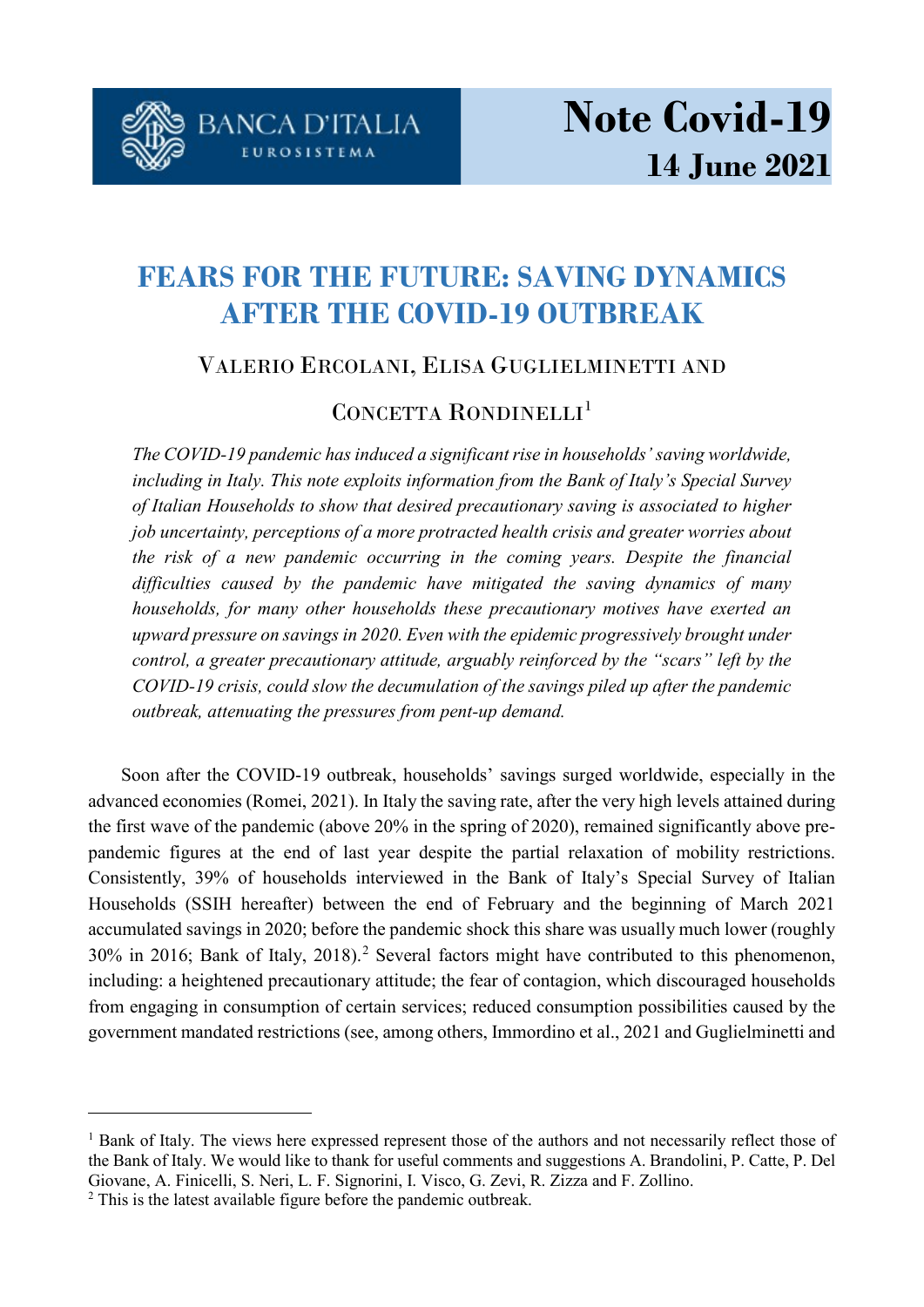BANCA D'ITALIA
EUROSISTEMA

**Note Covid-19**
**14 June 2021**

# FEARS FOR THE FUTURE: SAVING DYNAMICS AFTER THE COVID-19 OUTBREAK

VALERIO ERCOLANI, ELISA GUGLIELMINETTI AND CONCETTA RONDINELLI[1]

*The COVID-19 pandemic has induced a significant rise in households' saving worldwide, including in Italy. This note exploits information from the Bank of Italy's Special Survey of Italian Households to show that desired precautionary saving is associated to higher job uncertainty, perceptions of a more protracted health crisis and greater worries about the risk of a new pandemic occurring in the coming years. Despite the financial difficulties caused by the pandemic have mitigated the saving dynamics of many households, for many other households these precautionary motives have exerted an upward pressure on savings in 2020. Even with the epidemic progressively brought under control, a greater precautionary attitude, arguably reinforced by the "scars" left by the COVID-19 crisis, could slow the decumulation of the savings piled up after the pandemic outbreak, attenuating the pressures from pent-up demand.*

Soon after the COVID-19 outbreak, households' savings surged worldwide, especially in the advanced economies (Romei, 2021). In Italy the saving rate, after the very high levels attained during the first wave of the pandemic (above 20% in the spring of 2020), remained significantly above pre-pandemic figures at the end of last year despite the partial relaxation of mobility restrictions. Consistently, 39% of households interviewed in the Bank of Italy's Special Survey of Italian Households (SSIH hereafter) between the end of February and the beginning of March 2021 accumulated savings in 2020; before the pandemic shock this share was usually much lower (roughly 30% in 2016; Bank of Italy, 2018).[2] Several factors might have contributed to this phenomenon, including: a heightened precautionary attitude; the fear of contagion, which discouraged households from engaging in consumption of certain services; reduced consumption possibilities caused by the government mandated restrictions (see, among others, Immordino et al., 2021 and Guglielminetti and

---

[1] Bank of Italy. The views here expressed represent those of the authors and not necessarily reflect those of the Bank of Italy. We would like to thank for useful comments and suggestions A. Brandolini, P. Catte, P. Del Giovane, A. Finicelli, S. Neri, L. F. Signorini, I. Visco, G. Zevi, R. Zizza and F. Zollino.

[2] This is the latest available figure before the pandemic outbreak.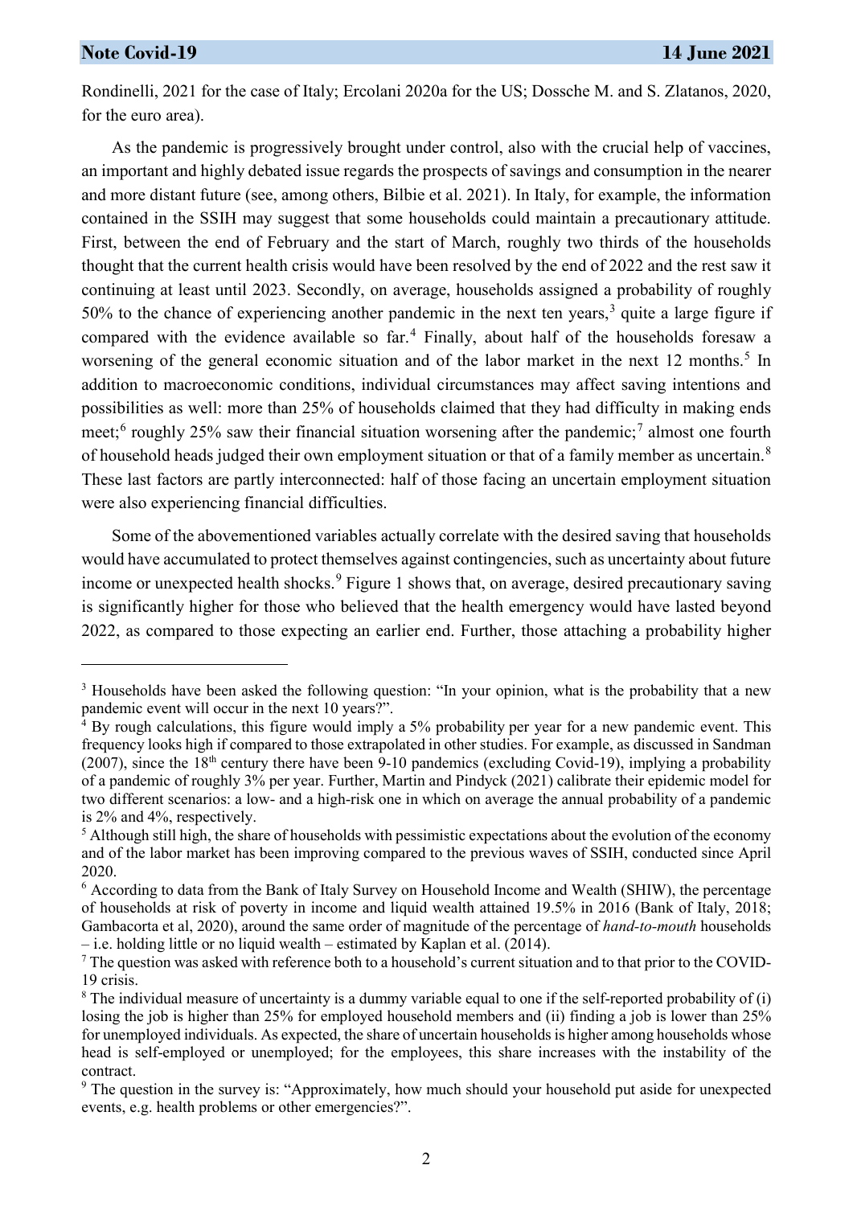Rondinelli, 2021 for the case of Italy; Ercolani 2020a for the US; Dossche M. and S. Zlatanos, 2020, for the euro area).

As the pandemic is progressively brought under control, also with the crucial help of vaccines, an important and highly debated issue regards the prospects of savings and consumption in the nearer and more distant future (see, among others, Bilbie et al. 2021). In Italy, for example, the information contained in the SSIH may suggest that some households could maintain a precautionary attitude. First, between the end of February and the start of March, roughly two thirds of the households thought that the current health crisis would have been resolved by the end of 2022 and the rest saw it continuing at least until 2023. Secondly, on average, households assigned a probability of roughly 50% to the chance of experiencing another pandemic in the next ten years,[3] quite a large figure if compared with the evidence available so far.[4] Finally, about half of the households foresaw a worsening of the general economic situation and of the labor market in the next 12 months.[5] In addition to macroeconomic conditions, individual circumstances may affect saving intentions and possibilities as well: more than 25% of households claimed that they had difficulty in making ends meet;[6] roughly 25% saw their financial situation worsening after the pandemic;[7] almost one fourth of household heads judged their own employment situation or that of a family member as uncertain.[8] These last factors are partly interconnected: half of those facing an uncertain employment situation were also experiencing financial difficulties.

Some of the abovementioned variables actually correlate with the desired saving that households would have accumulated to protect themselves against contingencies, such as uncertainty about future income or unexpected health shocks.[9] Figure 1 shows that, on average, desired precautionary saving is significantly higher for those who believed that the health emergency would have lasted beyond 2022, as compared to those expecting an earlier end. Further, those attaching a probability higher

---

[3] Households have been asked the following question: "In your opinion, what is the probability that a new pandemic event will occur in the next 10 years?".

[4] By rough calculations, this figure would imply a 5% probability per year for a new pandemic event. This frequency looks high if compared to those extrapolated in other studies. For example, as discussed in Sandman (2007), since the 18th century there have been 9-10 pandemics (excluding Covid-19), implying a probability of a pandemic of roughly 3% per year. Further, Martin and Pindyck (2021) calibrate their epidemic model for two different scenarios: a low- and a high-risk one in which on average the annual probability of a pandemic is 2% and 4%, respectively.

[5] Although still high, the share of households with pessimistic expectations about the evolution of the economy and of the labor market has been improving compared to the previous waves of SSIH, conducted since April 2020.

[6] According to data from the Bank of Italy Survey on Household Income and Wealth (SHIW), the percentage of households at risk of poverty in income and liquid wealth attained 19.5% in 2016 (Bank of Italy, 2018; Gambacorta et al, 2020), around the same order of magnitude of the percentage of *hand-to-mouth* households – i.e. holding little or no liquid wealth – estimated by Kaplan et al. (2014).

[7] The question was asked with reference both to a household's current situation and to that prior to the COVID-19 crisis.

[8] The individual measure of uncertainty is a dummy variable equal to one if the self-reported probability of (i) losing the job is higher than 25% for employed household members and (ii) finding a job is lower than 25% for unemployed individuals. As expected, the share of uncertain households is higher among households whose head is self-employed or unemployed; for the employees, this share increases with the instability of the contract.

[9] The question in the survey is: "Approximately, how much should your household put aside for unexpected events, e.g. health problems or other emergencies?".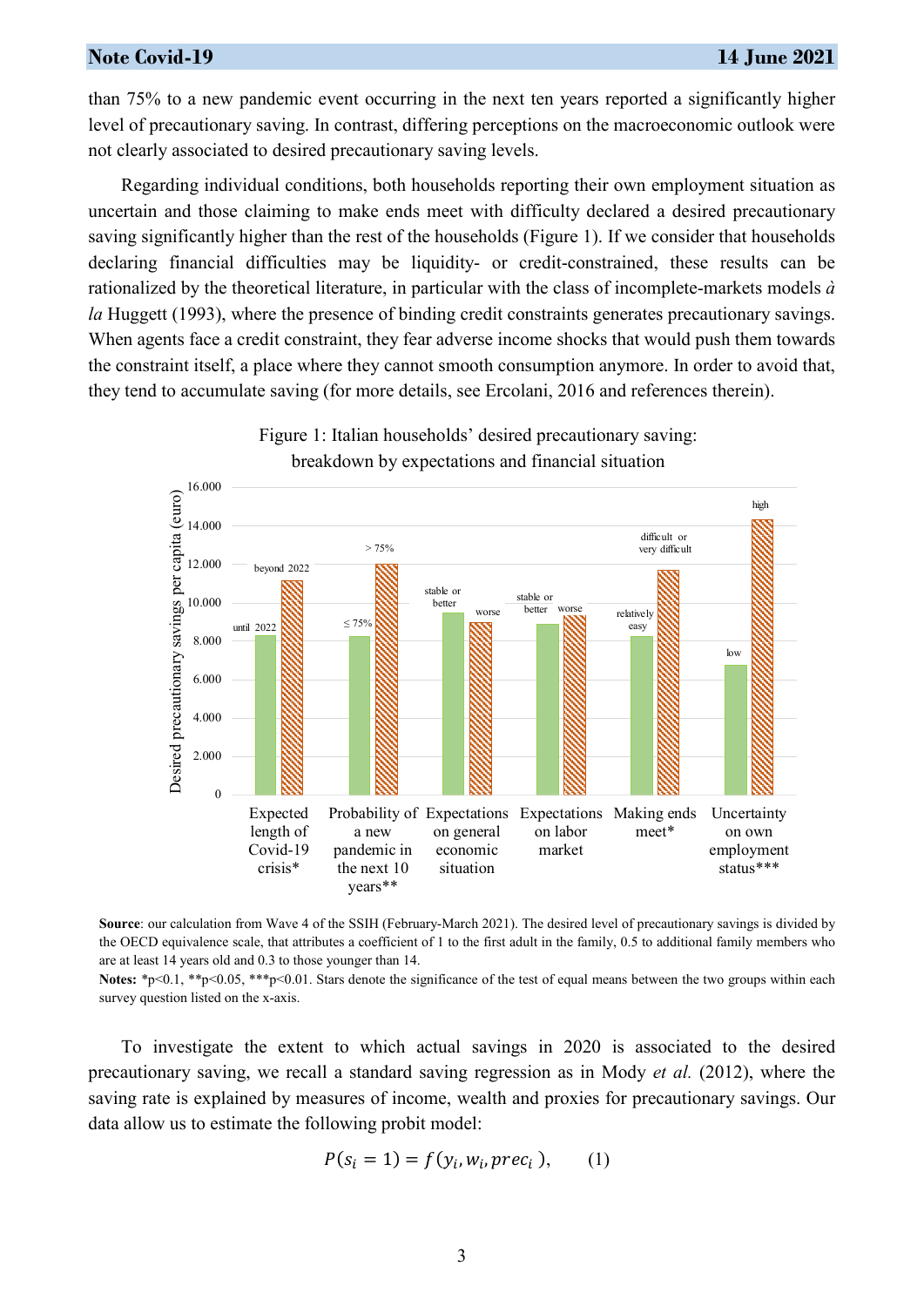than 75% to a new pandemic event occurring in the next ten years reported a significantly higher level of precautionary saving. In contrast, differing perceptions on the macroeconomic outlook were not clearly associated to desired precautionary saving levels.

Regarding individual conditions, both households reporting their own employment situation as uncertain and those claiming to make ends meet with difficulty declared a desired precautionary saving significantly higher than the rest of the households (Figure 1). If we consider that households declaring financial difficulties may be liquidity- or credit-constrained, these results can be rationalized by the theoretical literature, in particular with the class of incomplete-markets models *à la* Huggett (1993), where the presence of binding credit constraints generates precautionary savings. When agents face a credit constraint, they fear adverse income shocks that would push them towards the constraint itself, a place where they cannot smooth consumption anymore. In order to avoid that, they tend to accumulate saving (for more details, see Ercolani, 2016 and references therein).

Figure 1: Italian households' desired precautionary saving: breakdown by expectations and financial situation

**Source**: our calculation from Wave 4 of the SSIH (February-March 2021). The desired level of precautionary savings is divided by the OECD equivalence scale, that attributes a coefficient of 1 to the first adult in the family, 0.5 to additional family members who are at least 14 years old and 0.3 to those younger than 14.

**Notes:** \*p<0.1, \*\*p<0.05, \*\*\*p<0.01. Stars denote the significance of the test of equal means between the two groups within each survey question listed on the x-axis.

To investigate the extent to which actual savings in 2020 is associated to the desired precautionary saving, we recall a standard saving regression as in Mody *et al.* (2012), where the saving rate is explained by measures of income, wealth and proxies for precautionary savings. Our data allow us to estimate the following probit model:

$$P(s_i = 1) = f(y_i, w_i, prec_i), \qquad (1)$$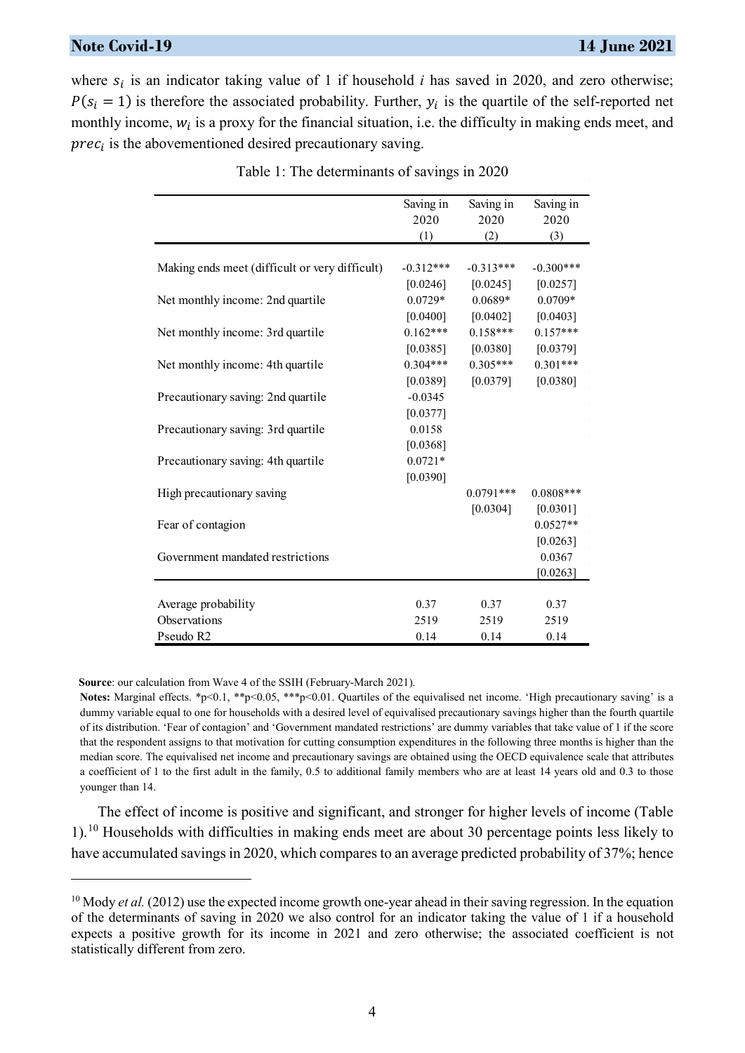where $s_i$ is an indicator taking value of 1 if household $i$ has saved in 2020, and zero otherwise; $P(s_i = 1)$ is therefore the associated probability. Further, $y_i$ is the quartile of the self-reported net monthly income, $w_i$ is a proxy for the financial situation, i.e. the difficulty in making ends meet, and $prec_i$ is the abovementioned desired precautionary saving.

Table 1: The determinants of savings in 2020

| | Saving in 2020 (1) | Saving in 2020 (2) | Saving in 2020 (3) |
|---|---|---|---|
| Making ends meet (difficult or very difficult) | -0.312*** | -0.313*** | -0.300*** |
| | [0.0246] | [0.0245] | [0.0257] |
| Net monthly income: 2nd quartile | 0.0729* | 0.0689* | 0.0709* |
| | [0.0400] | [0.0402] | [0.0403] |
| Net monthly income: 3rd quartile | 0.162*** | 0.158*** | 0.157*** |
| | [0.0385] | [0.0380] | [0.0379] |
| Net monthly income: 4th quartile | 0.304*** | 0.305*** | 0.301*** |
| | [0.0389] | [0.0379] | [0.0380] |
| Precautionary saving: 2nd quartile | -0.0345 | | |
| | [0.0377] | | |
| Precautionary saving: 3rd quartile | 0.0158 | | |
| | [0.0368] | | |
| Precautionary saving: 4th quartile | 0.0721* | | |
| | [0.0390] | | |
| High precautionary saving | | 0.0791*** | 0.0808*** |
| | | [0.0304] | [0.0301] |
| Fear of contagion | | | 0.0527** |
| | | | [0.0263] |
| Government mandated restrictions | | | 0.0367 |
| | | | [0.0263] |
| Average probability | 0.37 | 0.37 | 0.37 |
| Observations | 2519 | 2519 | 2519 |
| Pseudo R2 | 0.14 | 0.14 | 0.14 |

**Source**: our calculation from Wave 4 of the SSIH (February-March 2021).

**Notes:** Marginal effects. *p<0.1, **p<0.05, ***p<0.01. Quartiles of the equivalised net income. 'High precautionary saving' is a dummy variable equal to one for households with a desired level of equivalised precautionary savings higher than the fourth quartile of its distribution. 'Fear of contagion' and 'Government mandated restrictions' are dummy variables that take value of 1 if the score that the respondent assigns to that motivation for cutting consumption expenditures in the following three months is higher than the median score. The equivalised net income and precautionary savings are obtained using the OECD equivalence scale that attributes a coefficient of 1 to the first adult in the family, 0.5 to additional family members who are at least 14 years old and 0.3 to those younger than 14.

The effect of income is positive and significant, and stronger for higher levels of income (Table 1).[10] Households with difficulties in making ends meet are about 30 percentage points less likely to have accumulated savings in 2020, which compares to an average predicted probability of 37%; hence

[10] Mody *et al.* (2012) use the expected income growth one-year ahead in their saving regression. In the equation of the determinants of saving in 2020 we also control for an indicator taking the value of 1 if a household expects a positive growth for its income in 2021 and zero otherwise; the associated coefficient is not statistically different from zero.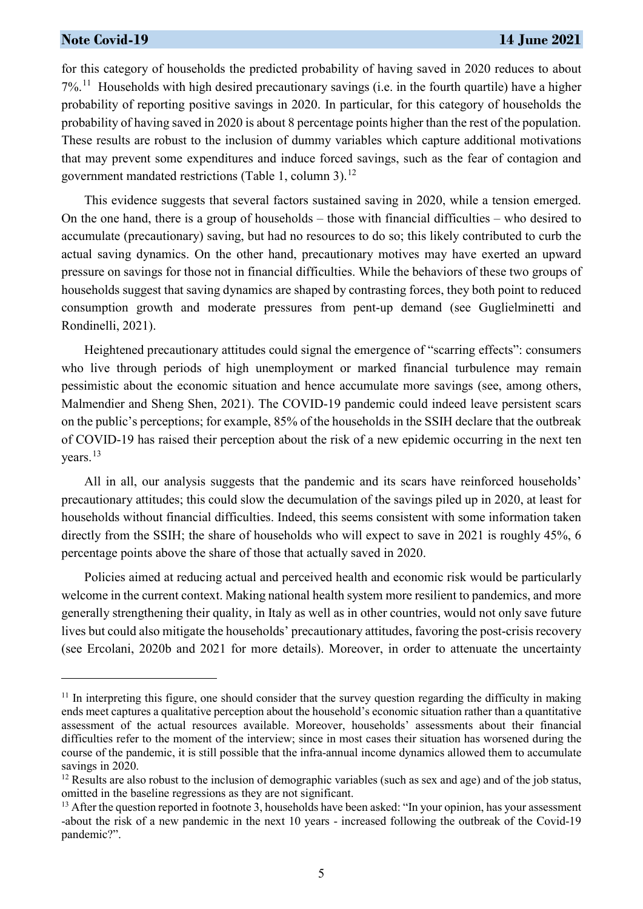for this category of households the predicted probability of having saved in 2020 reduces to about 7%.[11] Households with high desired precautionary savings (i.e. in the fourth quartile) have a higher probability of reporting positive savings in 2020. In particular, for this category of households the probability of having saved in 2020 is about 8 percentage points higher than the rest of the population. These results are robust to the inclusion of dummy variables which capture additional motivations that may prevent some expenditures and induce forced savings, such as the fear of contagion and government mandated restrictions (Table 1, column 3).[12]

This evidence suggests that several factors sustained saving in 2020, while a tension emerged. On the one hand, there is a group of households – those with financial difficulties – who desired to accumulate (precautionary) saving, but had no resources to do so; this likely contributed to curb the actual saving dynamics. On the other hand, precautionary motives may have exerted an upward pressure on savings for those not in financial difficulties. While the behaviors of these two groups of households suggest that saving dynamics are shaped by contrasting forces, they both point to reduced consumption growth and moderate pressures from pent-up demand (see Guglielminetti and Rondinelli, 2021).

Heightened precautionary attitudes could signal the emergence of "scarring effects": consumers who live through periods of high unemployment or marked financial turbulence may remain pessimistic about the economic situation and hence accumulate more savings (see, among others, Malmendier and Sheng Shen, 2021). The COVID-19 pandemic could indeed leave persistent scars on the public's perceptions; for example, 85% of the households in the SSIH declare that the outbreak of COVID-19 has raised their perception about the risk of a new epidemic occurring in the next ten years.[13]

All in all, our analysis suggests that the pandemic and its scars have reinforced households' precautionary attitudes; this could slow the decumulation of the savings piled up in 2020, at least for households without financial difficulties. Indeed, this seems consistent with some information taken directly from the SSIH; the share of households who will expect to save in 2021 is roughly 45%, 6 percentage points above the share of those that actually saved in 2020.

Policies aimed at reducing actual and perceived health and economic risk would be particularly welcome in the current context. Making national health system more resilient to pandemics, and more generally strengthening their quality, in Italy as well as in other countries, would not only save future lives but could also mitigate the households' precautionary attitudes, favoring the post-crisis recovery (see Ercolani, 2020b and 2021 for more details). Moreover, in order to attenuate the uncertainty

---

[11] In interpreting this figure, one should consider that the survey question regarding the difficulty in making ends meet captures a qualitative perception about the household's economic situation rather than a quantitative assessment of the actual resources available. Moreover, households' assessments about their financial difficulties refer to the moment of the interview; since in most cases their situation has worsened during the course of the pandemic, it is still possible that the infra-annual income dynamics allowed them to accumulate savings in 2020.

[12] Results are also robust to the inclusion of demographic variables (such as sex and age) and of the job status, omitted in the baseline regressions as they are not significant.

[13] After the question reported in footnote 3, households have been asked: "In your opinion, has your assessment -about the risk of a new pandemic in the next 10 years - increased following the outbreak of the Covid-19 pandemic?".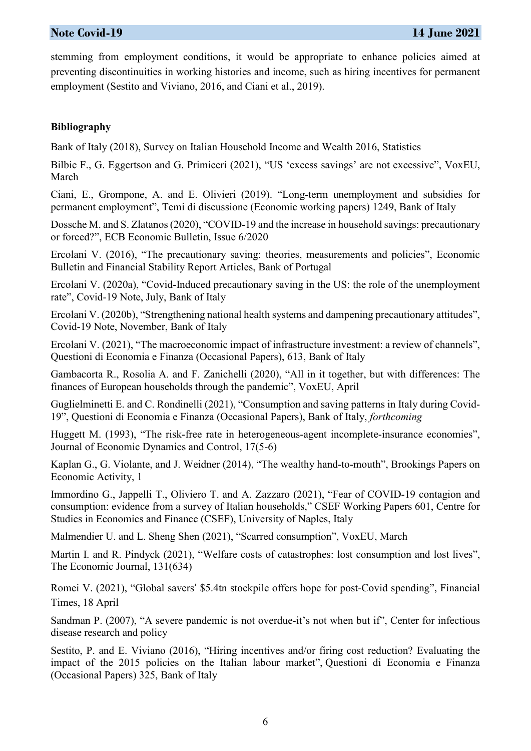stemming from employment conditions, it would be appropriate to enhance policies aimed at preventing discontinuities in working histories and income, such as hiring incentives for permanent employment (Sestito and Viviano, 2016, and Ciani et al., 2019).

**Bibliography**

Bank of Italy (2018), Survey on Italian Household Income and Wealth 2016, Statistics

Bilbie F., G. Eggertson and G. Primiceri (2021), "US 'excess savings' are not excessive", VoxEU, March

Ciani, E., Grompone, A. and E. Olivieri (2019). "Long-term unemployment and subsidies for permanent employment", Temi di discussione (Economic working papers) 1249, Bank of Italy

Dossche M. and S. Zlatanos (2020), "COVID-19 and the increase in household savings: precautionary or forced?", ECB Economic Bulletin, Issue 6/2020

Ercolani V. (2016), "The precautionary saving: theories, measurements and policies", Economic Bulletin and Financial Stability Report Articles, Bank of Portugal

Ercolani V. (2020a), "Covid-Induced precautionary saving in the US: the role of the unemployment rate", Covid-19 Note, July, Bank of Italy

Ercolani V. (2020b), "Strengthening national health systems and dampening precautionary attitudes", Covid-19 Note, November, Bank of Italy

Ercolani V. (2021), "The macroeconomic impact of infrastructure investment: a review of channels", Questioni di Economia e Finanza (Occasional Papers), 613, Bank of Italy

Gambacorta R., Rosolia A. and F. Zanichelli (2020), "All in it together, but with differences: The finances of European households through the pandemic", VoxEU, April

Guglielminetti E. and C. Rondinelli (2021), "Consumption and saving patterns in Italy during Covid-19", Questioni di Economia e Finanza (Occasional Papers), Bank of Italy, *forthcoming*

Huggett M. (1993), "The risk-free rate in heterogeneous-agent incomplete-insurance economies", Journal of Economic Dynamics and Control, 17(5-6)

Kaplan G., G. Violante, and J. Weidner (2014), "The wealthy hand-to-mouth", Brookings Papers on Economic Activity, 1

Immordino G., Jappelli T., Oliviero T. and A. Zazzaro (2021), "Fear of COVID-19 contagion and consumption: evidence from a survey of Italian households," CSEF Working Papers 601, Centre for Studies in Economics and Finance (CSEF), University of Naples, Italy

Malmendier U. and L. Sheng Shen (2021), "Scarred consumption", VoxEU, March

Martin I. and R. Pindyck (2021), "Welfare costs of catastrophes: lost consumption and lost lives", The Economic Journal, 131(634)

Romei V. (2021), "Global savers′ $5.4tn stockpile offers hope for post-Covid spending", Financial Times, 18 April

Sandman P. (2007), "A severe pandemic is not overdue-it's not when but if", Center for infectious disease research and policy

Sestito, P. and E. Viviano (2016), "Hiring incentives and/or firing cost reduction? Evaluating the impact of the 2015 policies on the Italian labour market", Questioni di Economia e Finanza (Occasional Papers) 325, Bank of Italy